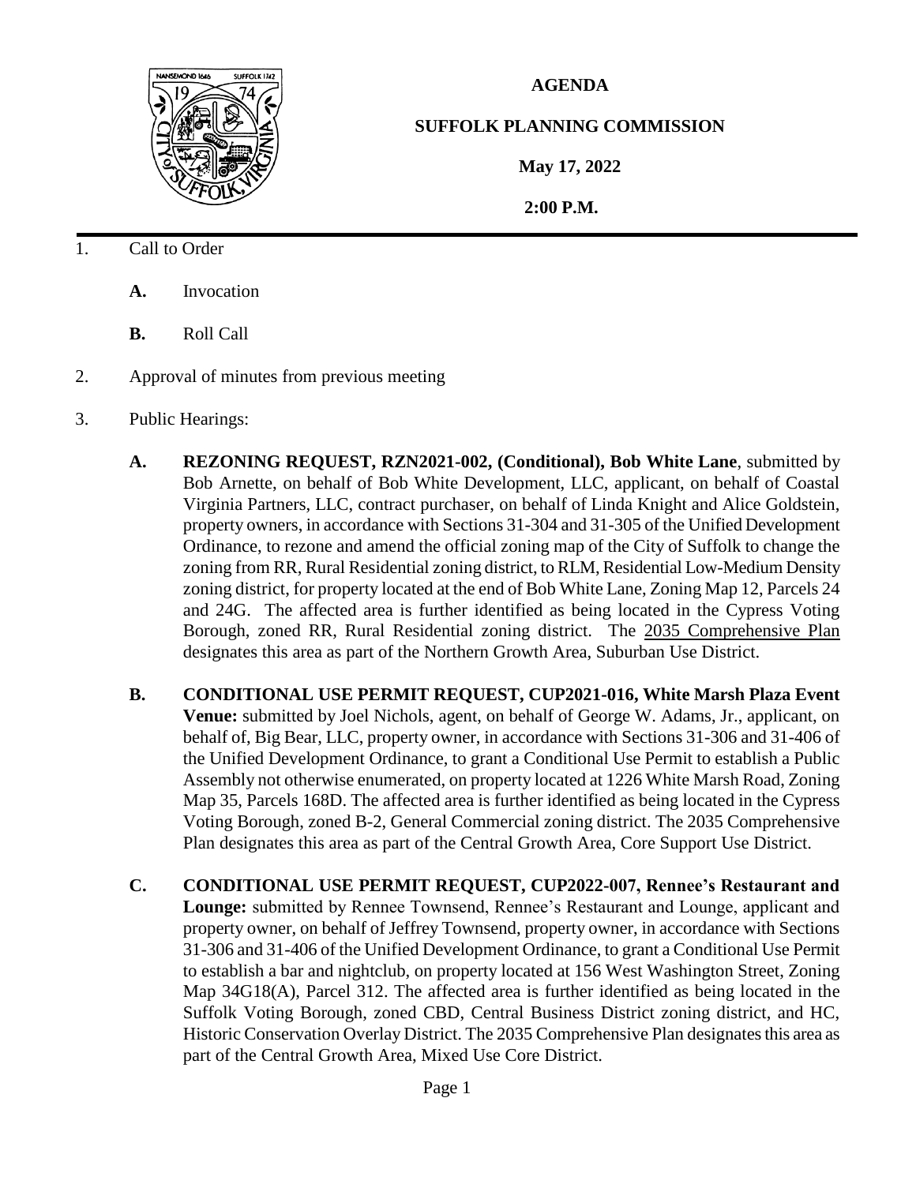# AGENDA

## SUFFOLK PLANNING COMMISSION

**May 17, 2022**

**2:00 P.M.**

1. Call to Order

   **A.** Invocation

   **B.** Roll Call

2. Approval of minutes from previous meeting

3. Public Hearings:

   **A. REZONING REQUEST, RZN2021-002, (Conditional), Bob White Lane**, submitted by Bob Arnette, on behalf of Bob White Development, LLC, applicant, on behalf of Coastal Virginia Partners, LLC, contract purchaser, on behalf of Linda Knight and Alice Goldstein, property owners, in accordance with Sections 31-304 and 31-305 of the Unified Development Ordinance, to rezone and amend the official zoning map of the City of Suffolk to change the zoning from RR, Rural Residential zoning district, to RLM, Residential Low-Medium Density zoning district, for property located at the end of Bob White Lane, Zoning Map 12, Parcels 24 and 24G. The affected area is further identified as being located in the Cypress Voting Borough, zoned RR, Rural Residential zoning district. The 2035 Comprehensive Plan designates this area as part of the Northern Growth Area, Suburban Use District.

   **B. CONDITIONAL USE PERMIT REQUEST, CUP2021-016, White Marsh Plaza Event Venue:** submitted by Joel Nichols, agent, on behalf of George W. Adams, Jr., applicant, on behalf of, Big Bear, LLC, property owner, in accordance with Sections 31-306 and 31-406 of the Unified Development Ordinance, to grant a Conditional Use Permit to establish a Public Assembly not otherwise enumerated, on property located at 1226 White Marsh Road, Zoning Map 35, Parcels 168D. The affected area is further identified as being located in the Cypress Voting Borough, zoned B-2, General Commercial zoning district. The 2035 Comprehensive Plan designates this area as part of the Central Growth Area, Core Support Use District.

   **C. CONDITIONAL USE PERMIT REQUEST, CUP2022-007, Rennee's Restaurant and Lounge:** submitted by Rennee Townsend, Rennee's Restaurant and Lounge, applicant and property owner, on behalf of Jeffrey Townsend, property owner, in accordance with Sections 31-306 and 31-406 of the Unified Development Ordinance, to grant a Conditional Use Permit to establish a bar and nightclub, on property located at 156 West Washington Street, Zoning Map 34G18(A), Parcel 312. The affected area is further identified as being located in the Suffolk Voting Borough, zoned CBD, Central Business District zoning district, and HC, Historic Conservation Overlay District. The 2035 Comprehensive Plan designates this area as part of the Central Growth Area, Mixed Use Core District.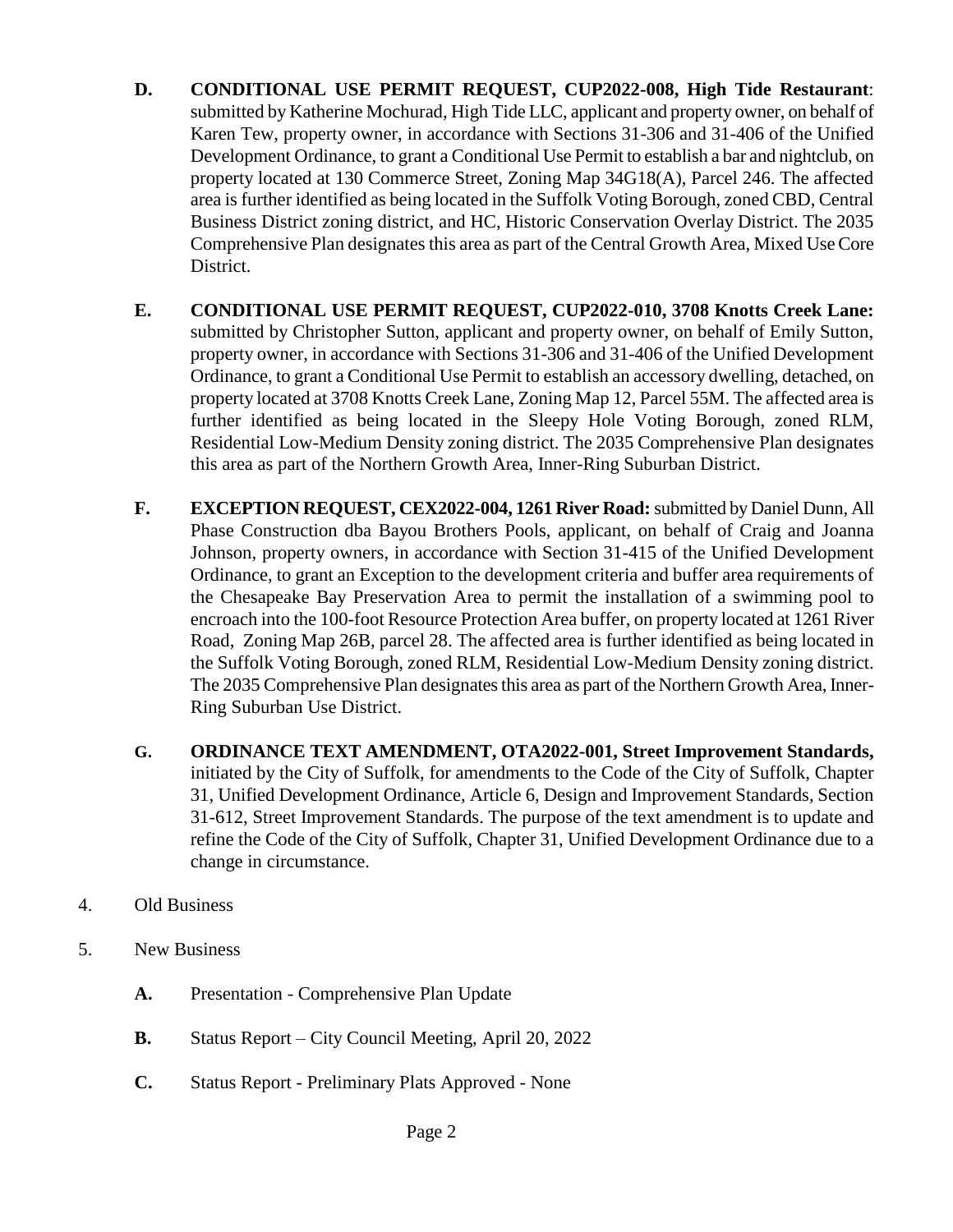**D.** **CONDITIONAL USE PERMIT REQUEST, CUP2022-008, High Tide Restaurant**: submitted by Katherine Mochurad, High Tide LLC, applicant and property owner, on behalf of Karen Tew, property owner, in accordance with Sections 31-306 and 31-406 of the Unified Development Ordinance, to grant a Conditional Use Permit to establish a bar and nightclub, on property located at 130 Commerce Street, Zoning Map 34G18(A), Parcel 246. The affected area is further identified as being located in the Suffolk Voting Borough, zoned CBD, Central Business District zoning district, and HC, Historic Conservation Overlay District. The 2035 Comprehensive Plan designates this area as part of the Central Growth Area, Mixed Use Core District.

**E.** **CONDITIONAL USE PERMIT REQUEST, CUP2022-010, 3708 Knotts Creek Lane:** submitted by Christopher Sutton, applicant and property owner, on behalf of Emily Sutton, property owner, in accordance with Sections 31-306 and 31-406 of the Unified Development Ordinance, to grant a Conditional Use Permit to establish an accessory dwelling, detached, on property located at 3708 Knotts Creek Lane, Zoning Map 12, Parcel 55M. The affected area is further identified as being located in the Sleepy Hole Voting Borough, zoned RLM, Residential Low-Medium Density zoning district. The 2035 Comprehensive Plan designates this area as part of the Northern Growth Area, Inner-Ring Suburban District.

**F.** **EXCEPTION REQUEST, CEX2022-004, 1261 River Road:** submitted by Daniel Dunn, All Phase Construction dba Bayou Brothers Pools, applicant, on behalf of Craig and Joanna Johnson, property owners, in accordance with Section 31-415 of the Unified Development Ordinance, to grant an Exception to the development criteria and buffer area requirements of the Chesapeake Bay Preservation Area to permit the installation of a swimming pool to encroach into the 100-foot Resource Protection Area buffer, on property located at 1261 River Road, Zoning Map 26B, parcel 28. The affected area is further identified as being located in the Suffolk Voting Borough, zoned RLM, Residential Low-Medium Density zoning district. The 2035 Comprehensive Plan designates this area as part of the Northern Growth Area, Inner-Ring Suburban Use District.

**G.** **ORDINANCE TEXT AMENDMENT, OTA2022-001, Street Improvement Standards,** initiated by the City of Suffolk, for amendments to the Code of the City of Suffolk, Chapter 31, Unified Development Ordinance, Article 6, Design and Improvement Standards, Section 31-612, Street Improvement Standards. The purpose of the text amendment is to update and refine the Code of the City of Suffolk, Chapter 31, Unified Development Ordinance due to a change in circumstance.

4. Old Business

5. New Business

   **A.** Presentation - Comprehensive Plan Update

   **B.** Status Report – City Council Meeting, April 20, 2022

   **C.** Status Report - Preliminary Plats Approved - None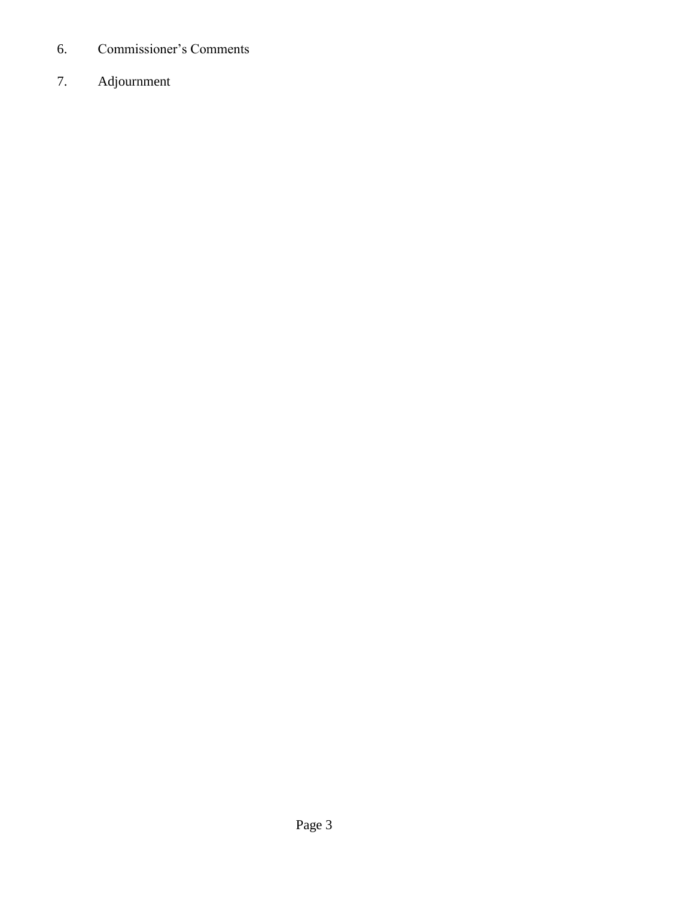6. Commissioner's Comments

7. Adjournment